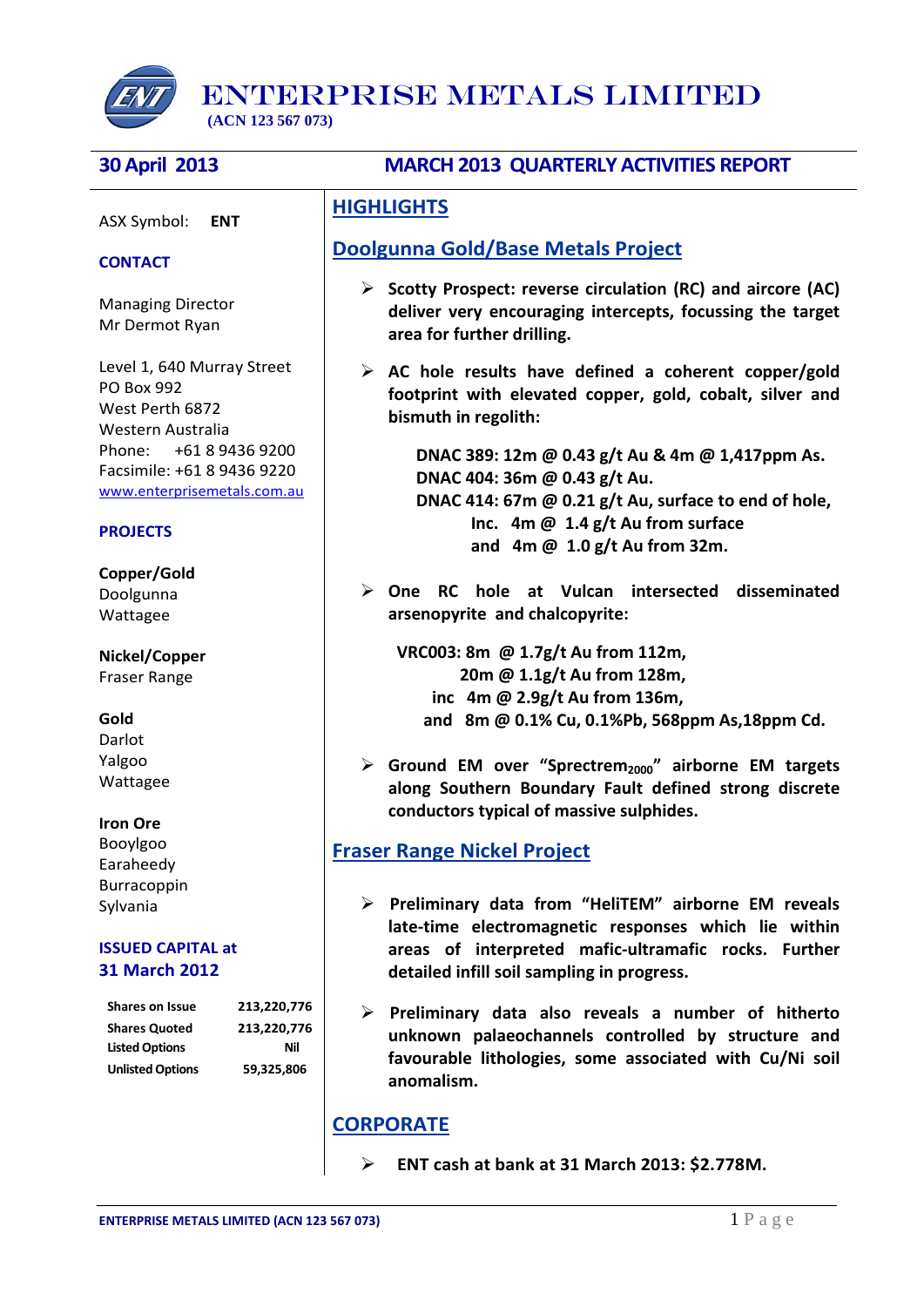# ENTERPRISE METALS LIMITED

**(ACN 123 567 073)**

**30 April 2013**

## MARCH 2013 QUARTERLY ACTIVITIES REPORT

ASX Symbol: **ENT**

**CONTACT**

Managing Director
Mr Dermot Ryan

Level 1, 640 Murray Street
PO Box 992
West Perth 6872
Western Australia
Phone: +61 8 9436 9200
Facsimile: +61 8 9436 9220
www.enterprisemetals.com.au

**PROJECTS**

**Copper/Gold**
Doolgunna
Wattagee

**Nickel/Copper**
Fraser Range

**Gold**
Darlot
Yalgoo
Wattagee

**Iron Ore**
Booylgoo
Earaheedy
Burracoppin
Sylvania

**ISSUED CAPITAL at 31 March 2012**

| | |
|---|---|
| Shares on Issue | 213,220,776 |
| Shares Quoted | 213,220,776 |
| Listed Options | Nil |
| Unlisted Options | 59,325,806 |

## HIGHLIGHTS

### Doolgunna Gold/Base Metals Project

- **Scotty Prospect: reverse circulation (RC) and aircore (AC) deliver very encouraging intercepts, focussing the target area for further drilling.**

- **AC hole results have defined a coherent copper/gold footprint with elevated copper, gold, cobalt, silver and bismuth in regolith:**

  **DNAC 389: 12m @ 0.43 g/t Au & 4m @ 1,417ppm As.**
  **DNAC 404: 36m @ 0.43 g/t Au.**
  **DNAC 414: 67m @ 0.21 g/t Au, surface to end of hole,**
  **Inc. 4m @ 1.4 g/t Au from surface**
  **and 4m @ 1.0 g/t Au from 32m.**

- **One RC hole at Vulcan intersected disseminated arsenopyrite and chalcopyrite:**

  **VRC003: 8m @ 1.7g/t Au from 112m,**
  **20m @ 1.1g/t Au from 128m,**
  **inc 4m @ 2.9g/t Au from 136m,**
  **and 8m @ 0.1% Cu, 0.1%Pb, 568ppm As,18ppm Cd.**

- **Ground EM over "Sprectrem$_{2000}$" airborne EM targets along Southern Boundary Fault defined strong discrete conductors typical of massive sulphides.**

### Fraser Range Nickel Project

- **Preliminary data from "HeliTEM" airborne EM reveals late-time electromagnetic responses which lie within areas of interpreted mafic-ultramafic rocks. Further detailed infill soil sampling in progress.**

- **Preliminary data also reveals a number of hitherto unknown palaeochannels controlled by structure and favourable lithologies, some associated with Cu/Ni soil anomalism.**

### CORPORATE

- **ENT cash at bank at 31 March 2013: $2.778M.**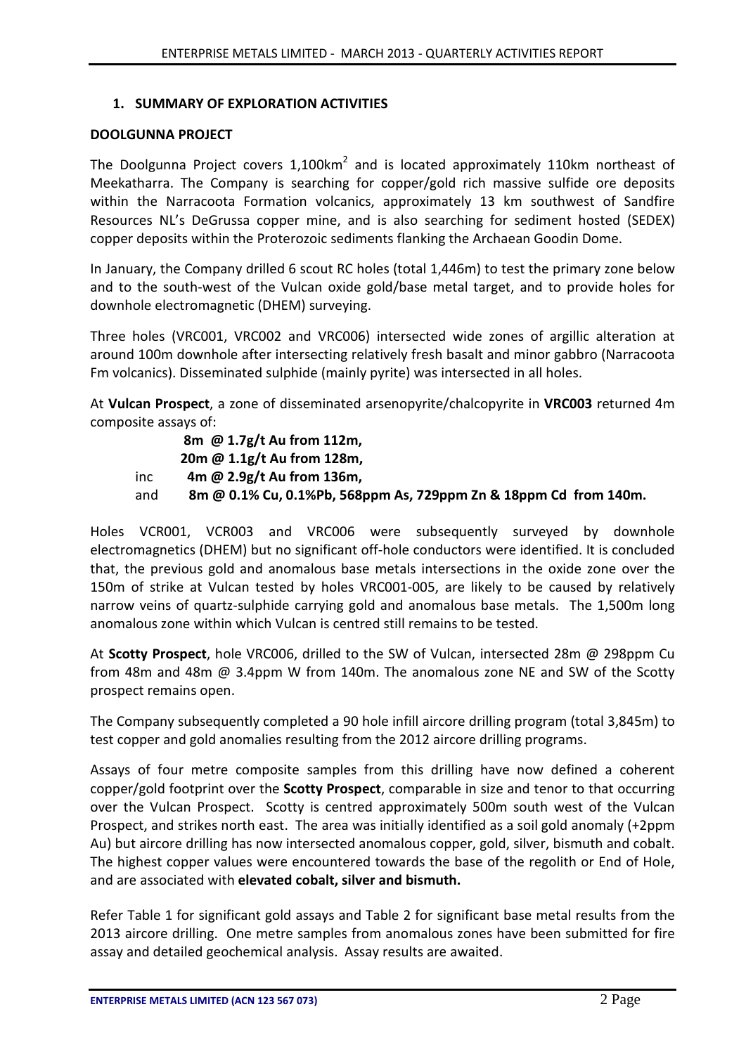## 1. SUMMARY OF EXPLORATION ACTIVITIES

### DOOLGUNNA PROJECT

The Doolgunna Project covers 1,100km$^2$ and is located approximately 110km northeast of Meekatharra. The Company is searching for copper/gold rich massive sulfide ore deposits within the Narracoota Formation volcanics, approximately 13 km southwest of Sandfire Resources NL's DeGrussa copper mine, and is also searching for sediment hosted (SEDEX) copper deposits within the Proterozoic sediments flanking the Archaean Goodin Dome.

In January, the Company drilled 6 scout RC holes (total 1,446m) to test the primary zone below and to the south-west of the Vulcan oxide gold/base metal target, and to provide holes for downhole electromagnetic (DHEM) surveying.

Three holes (VRC001, VRC002 and VRC006) intersected wide zones of argillic alteration at around 100m downhole after intersecting relatively fresh basalt and minor gabbro (Narracoota Fm volcanics). Disseminated sulphide (mainly pyrite) was intersected in all holes.

At **Vulcan Prospect**, a zone of disseminated arsenopyrite/chalcopyrite in **VRC003** returned 4m composite assays of:

**8m @ 1.7g/t Au from 112m,**
**20m @ 1.1g/t Au from 128m,**
inc **4m @ 2.9g/t Au from 136m,**
and **8m @ 0.1% Cu, 0.1%Pb, 568ppm As, 729ppm Zn & 18ppm Cd from 140m.**

Holes VCR001, VCR003 and VRC006 were subsequently surveyed by downhole electromagnetics (DHEM) but no significant off-hole conductors were identified. It is concluded that, the previous gold and anomalous base metals intersections in the oxide zone over the 150m of strike at Vulcan tested by holes VRC001-005, are likely to be caused by relatively narrow veins of quartz-sulphide carrying gold and anomalous base metals. The 1,500m long anomalous zone within which Vulcan is centred still remains to be tested.

At **Scotty Prospect**, hole VRC006, drilled to the SW of Vulcan, intersected 28m @ 298ppm Cu from 48m and 48m @ 3.4ppm W from 140m. The anomalous zone NE and SW of the Scotty prospect remains open.

The Company subsequently completed a 90 hole infill aircore drilling program (total 3,845m) to test copper and gold anomalies resulting from the 2012 aircore drilling programs.

Assays of four metre composite samples from this drilling have now defined a coherent copper/gold footprint over the **Scotty Prospect**, comparable in size and tenor to that occurring over the Vulcan Prospect. Scotty is centred approximately 500m south west of the Vulcan Prospect, and strikes north east. The area was initially identified as a soil gold anomaly (+2ppm Au) but aircore drilling has now intersected anomalous copper, gold, silver, bismuth and cobalt. The highest copper values were encountered towards the base of the regolith or End of Hole, and are associated with **elevated cobalt, silver and bismuth.**

Refer Table 1 for significant gold assays and Table 2 for significant base metal results from the 2013 aircore drilling. One metre samples from anomalous zones have been submitted for fire assay and detailed geochemical analysis. Assay results are awaited.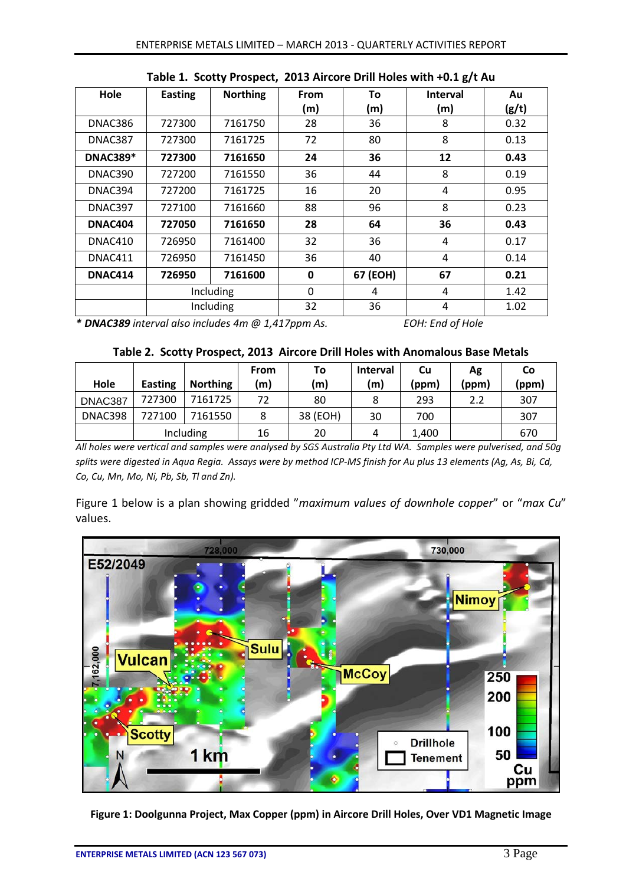**Table 1. Scotty Prospect, 2013 Aircore Drill Holes with +0.1 g/t Au**

| Hole | Easting | Northing | From (m) | To (m) | Interval (m) | Au (g/t) |
|---|---|---|---|---|---|---|
| DNAC386 | 727300 | 7161750 | 28 | 36 | 8 | 0.32 |
| DNAC387 | 727300 | 7161725 | 72 | 80 | 8 | 0.13 |
| **DNAC389*** | **727300** | **7161650** | **24** | **36** | **12** | **0.43** |
| DNAC390 | 727200 | 7161550 | 36 | 44 | 8 | 0.19 |
| DNAC394 | 727200 | 7161725 | 16 | 20 | 4 | 0.95 |
| DNAC397 | 727100 | 7161660 | 88 | 96 | 8 | 0.23 |
| **DNAC404** | **727050** | **7161650** | **28** | **64** | **36** | **0.43** |
| DNAC410 | 726950 | 7161400 | 32 | 36 | 4 | 0.17 |
| DNAC411 | 726950 | 7161450 | 36 | 40 | 4 | 0.14 |
| **DNAC414** | **726950** | **7161600** | **0** | **67 (EOH)** | **67** | **0.21** |
| | Including | | 0 | 4 | 4 | 1.42 |
| | Including | | 32 | 36 | 4 | 1.02 |

*\* **DNAC389** interval also includes 4m @ 1,417ppm As.* *EOH: End of Hole*

**Table 2. Scotty Prospect, 2013 Aircore Drill Holes with Anomalous Base Metals**

| Hole | Easting | Northing | From (m) | To (m) | Interval (m) | Cu (ppm) | Ag (ppm) | Co (ppm) |
|---|---|---|---|---|---|---|---|---|
| DNAC387 | 727300 | 7161725 | 72 | 80 | 8 | 293 | 2.2 | 307 |
| DNAC398 | 727100 | 7161550 | 8 | 38 (EOH) | 30 | 700 | | 307 |
| | Including | | 16 | 20 | 4 | 1,400 | | 670 |

*All holes were vertical and samples were analysed by SGS Australia Pty Ltd WA. Samples were pulverised, and 50g splits were digested in Aqua Regia. Assays were by method ICP-MS finish for Au plus 13 elements (Ag, As, Bi, Cd, Co, Cu, Mn, Mo, Ni, Pb, Sb, Tl and Zn).*

Figure 1 below is a plan showing gridded "*maximum values of downhole copper*" or "*max Cu*" values.

**Figure 1: Doolgunna Project, Max Copper (ppm) in Aircore Drill Holes, Over VD1 Magnetic Image**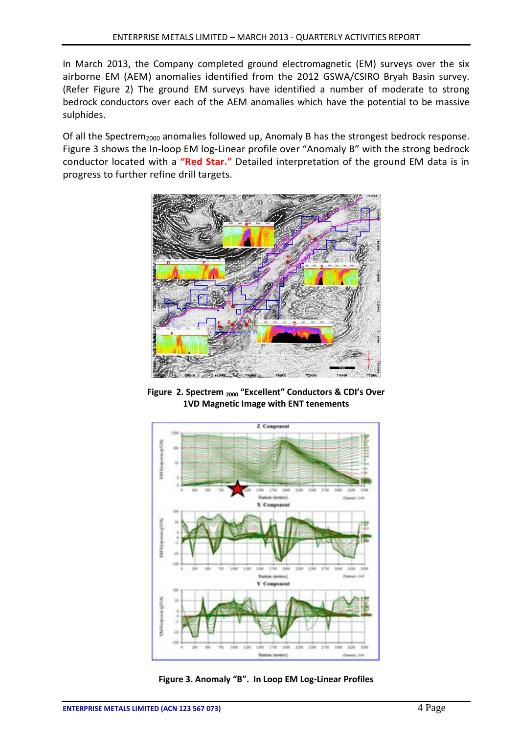In March 2013, the Company completed ground electromagnetic (EM) surveys over the six airborne EM (AEM) anomalies identified from the 2012 GSWA/CSIRO Bryah Basin survey. (Refer Figure 2) The ground EM surveys have identified a number of moderate to strong bedrock conductors over each of the AEM anomalies which have the potential to be massive sulphides.

Of all the Spectrem$_{2000}$ anomalies followed up, Anomaly B has the strongest bedrock response. Figure 3 shows the In-loop EM log-Linear profile over "Anomaly B" with the strong bedrock conductor located with a **"Red Star."** Detailed interpretation of the ground EM data is in progress to further refine drill targets.

**Figure 2. Spectrem $_{2000}$ "Excellent" Conductors & CDI's Over 1VD Magnetic Image with ENT tenements**

**Figure 3. Anomaly "B". In Loop EM Log-Linear Profiles**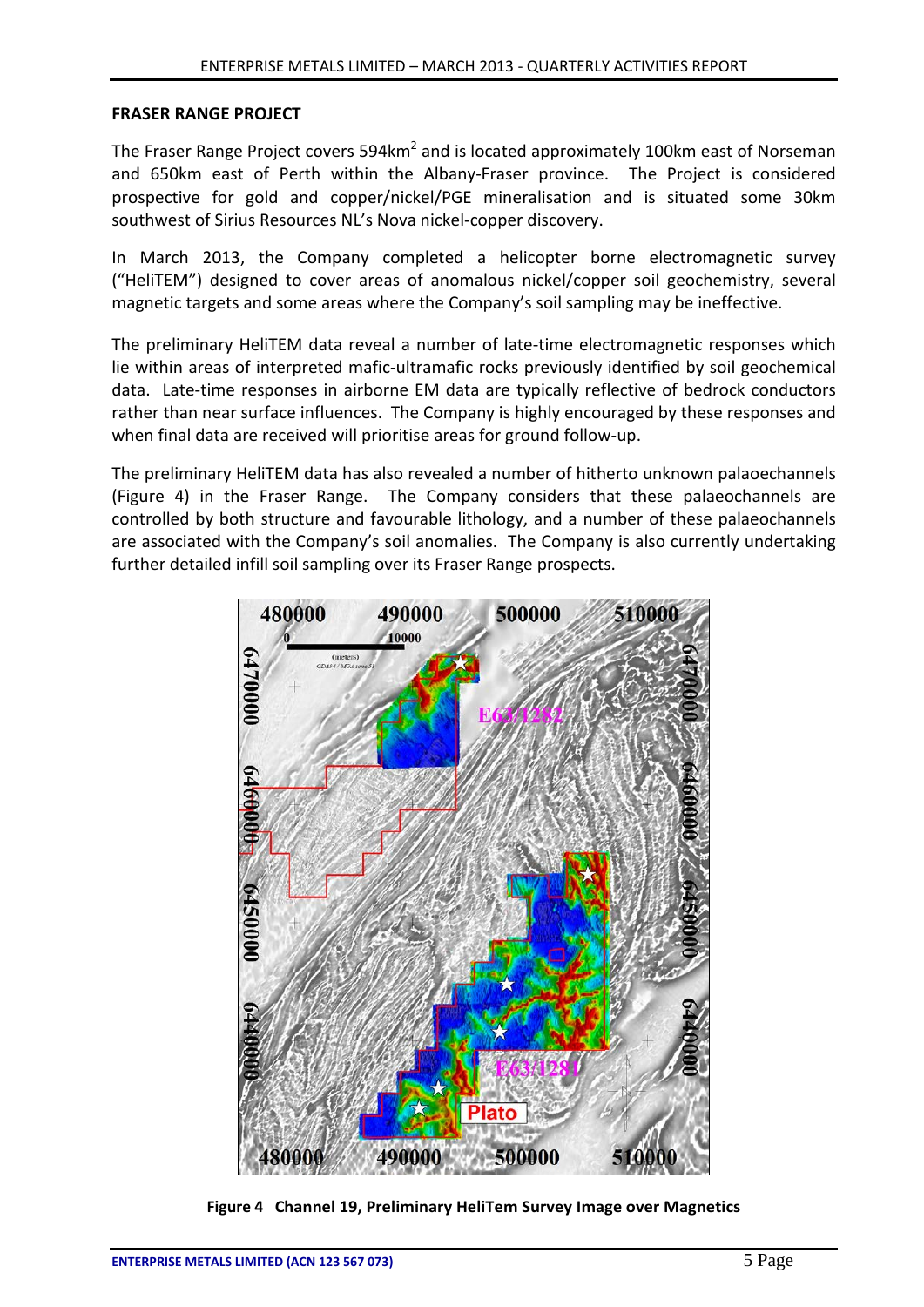**FRASER RANGE PROJECT**

The Fraser Range Project covers 594km$^2$ and is located approximately 100km east of Norseman and 650km east of Perth within the Albany-Fraser province. The Project is considered prospective for gold and copper/nickel/PGE mineralisation and is situated some 30km southwest of Sirius Resources NL's Nova nickel-copper discovery.

In March 2013, the Company completed a helicopter borne electromagnetic survey ("HeliTEM") designed to cover areas of anomalous nickel/copper soil geochemistry, several magnetic targets and some areas where the Company's soil sampling may be ineffective.

The preliminary HeliTEM data reveal a number of late-time electromagnetic responses which lie within areas of interpreted mafic-ultramafic rocks previously identified by soil geochemical data. Late-time responses in airborne EM data are typically reflective of bedrock conductors rather than near surface influences. The Company is highly encouraged by these responses and when final data are received will prioritise areas for ground follow-up.

The preliminary HeliTEM data has also revealed a number of hitherto unknown palaoechannels (Figure 4) in the Fraser Range. The Company considers that these palaeochannels are controlled by both structure and favourable lithology, and a number of these palaeochannels are associated with the Company's soil anomalies. The Company is also currently undertaking further detailed infill soil sampling over its Fraser Range prospects.

**Figure 4 Channel 19, Preliminary HeliTem Survey Image over Magnetics**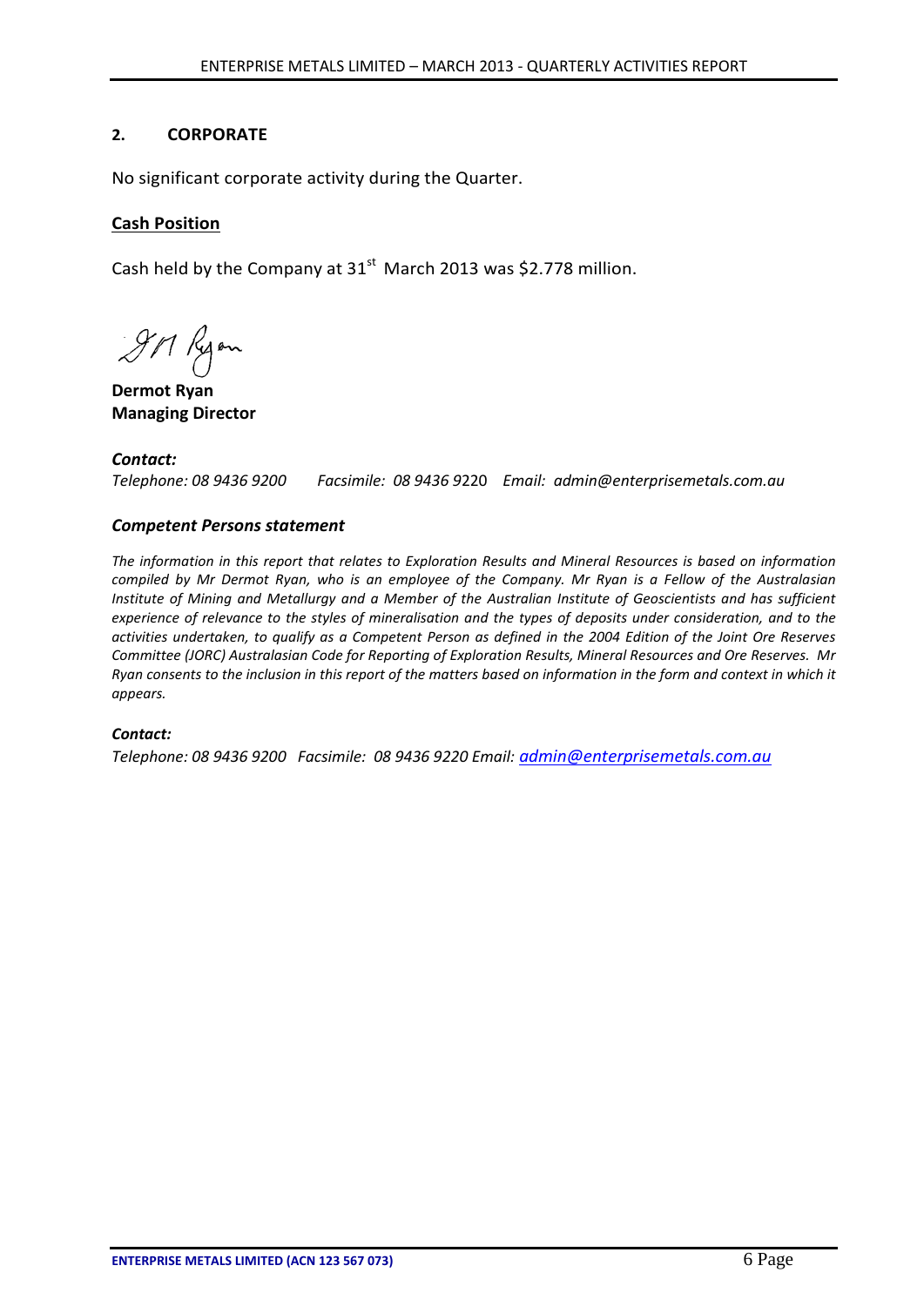## 2. CORPORATE

No significant corporate activity during the Quarter.

**Cash Position**

Cash held by the Company at 31st March 2013 was $2.778 million.

**Dermot Ryan**
**Managing Director**

***Contact:***
*Telephone: 08 9436 9200 Facsimile: 08 9436 9220 Email: admin@enterprisemetals.com.au*

### *Competent Persons statement*

*The information in this report that relates to Exploration Results and Mineral Resources is based on information compiled by Mr Dermot Ryan, who is an employee of the Company. Mr Ryan is a Fellow of the Australasian Institute of Mining and Metallurgy and a Member of the Australian Institute of Geoscientists and has sufficient experience of relevance to the styles of mineralisation and the types of deposits under consideration, and to the activities undertaken, to qualify as a Competent Person as defined in the 2004 Edition of the Joint Ore Reserves Committee (JORC) Australasian Code for Reporting of Exploration Results, Mineral Resources and Ore Reserves. Mr Ryan consents to the inclusion in this report of the matters based on information in the form and context in which it appears.*

***Contact:***
*Telephone: 08 9436 9200 Facsimile: 08 9436 9220 Email: admin@enterprisemetals.com.au*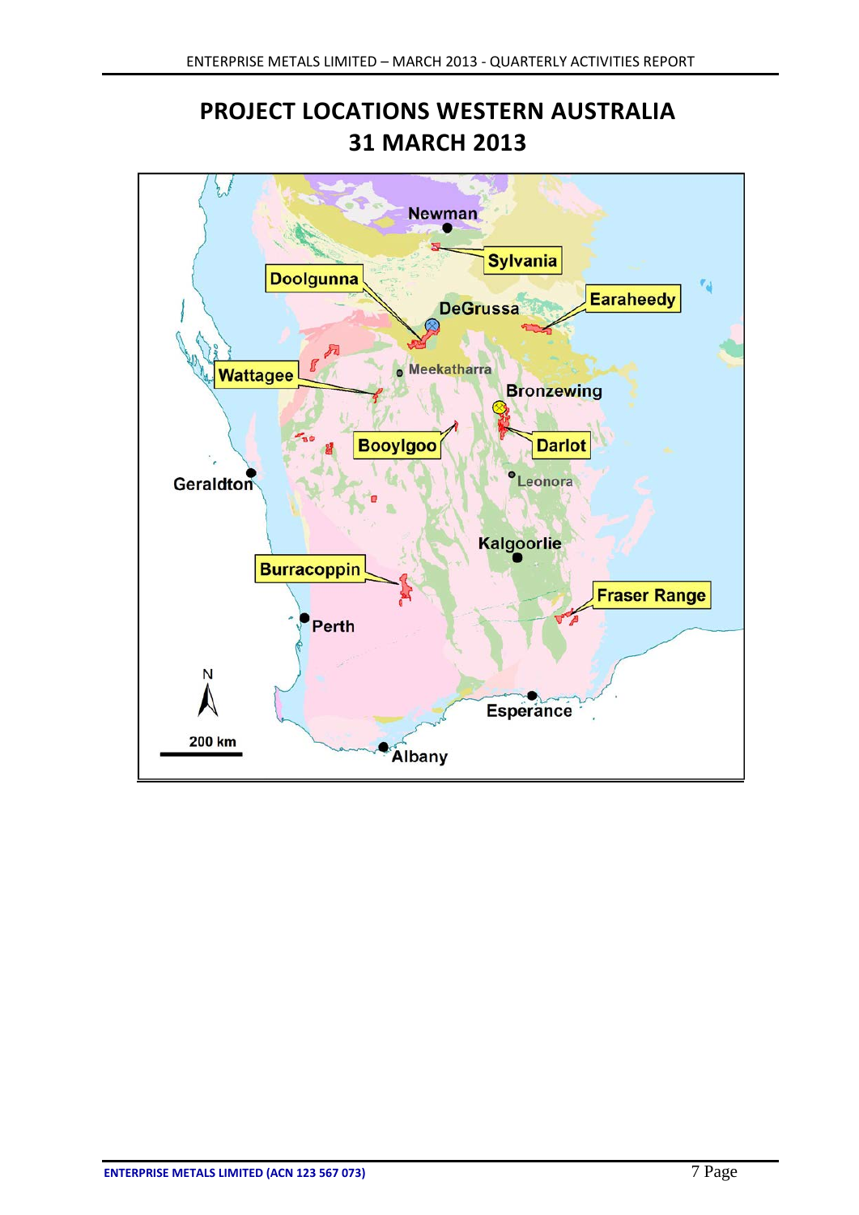# PROJECT LOCATIONS WESTERN AUSTRALIA
# 31 MARCH 2013

Newman
Sylvania
Doolgunna
DeGrussa
Earaheedy
Wattagee
Meekatharra
Bronzewing
Booylgoo
Darlot
Geraldton
Leonora
Kalgoorlie
Burracoppin
Fraser Range
Perth
N
Esperance
200 km
Albany